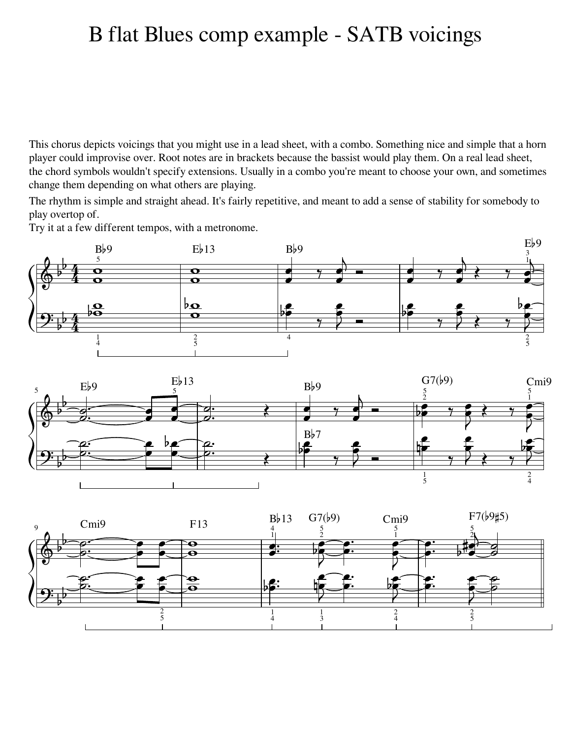# B flat Blues comp example - SATB voicings

This chorus depicts voicings that you might use in a lead sheet, with a combo. Something nice and simple that a horn player could improvise over. Root notes are in brackets because the bassist would play them. On a real lead sheet, the chord symbols wouldn't specify extensions. Usually in a combo you're meant to choose your own, and sometimes change them depending on what others are playing.

The rhythm is simple and straight ahead. It's fairly repetitive, and meant to add a sense of stability for somebody to play overtop of.

Try it at a few different tempos, with a metronome.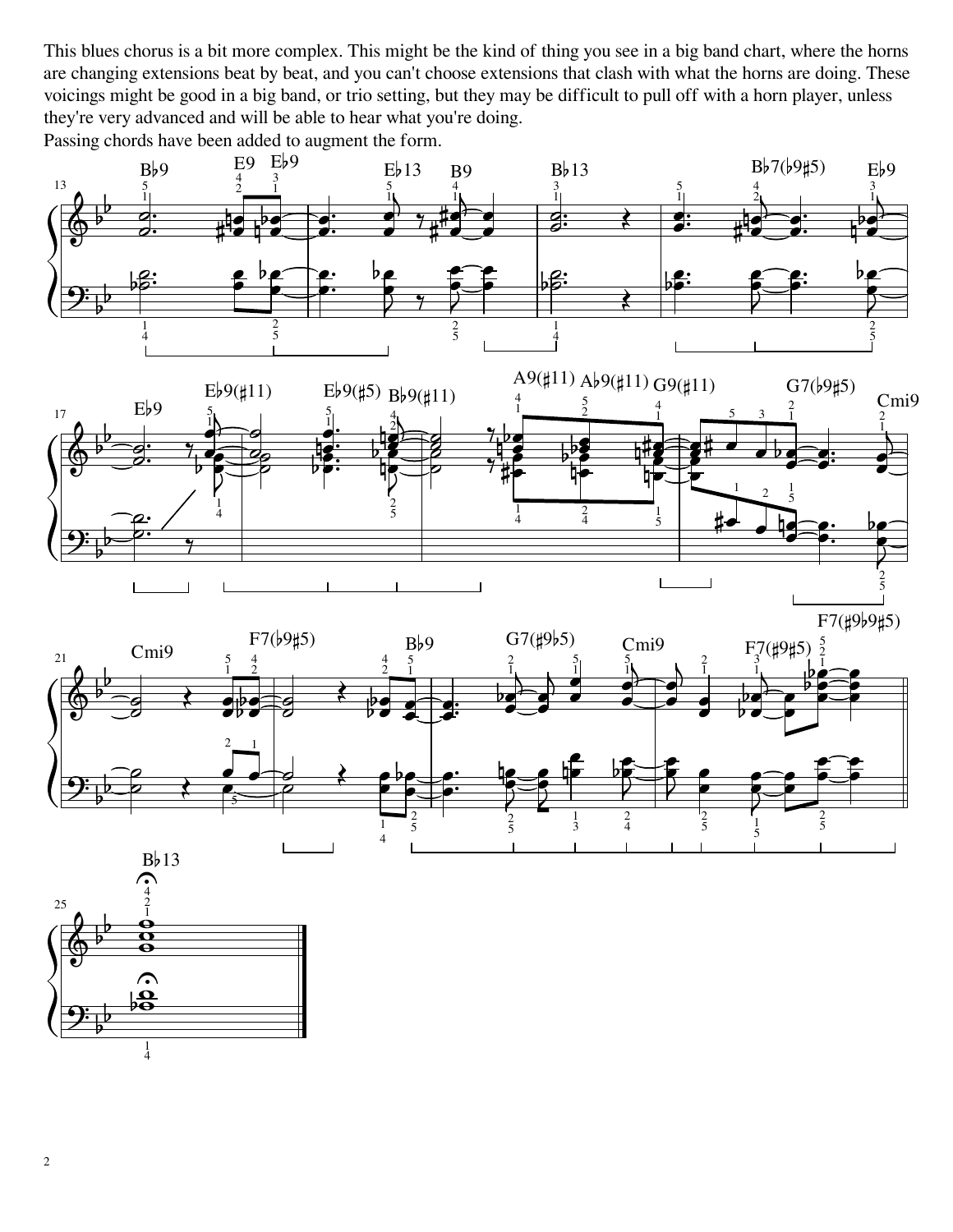This blues chorus is a bit more complex. This might be the kind of thing you see in a big band chart, where the horns are changing extensions beat by beat, and you can't choose extensions that clash with what the horns are doing. These voicings might be good in a big band, or trio setting, but they may be difficult to pull off with a horn player, unless they're very advanced and will be able to hear what you're doing.

Passing chords have been added to augment the form.